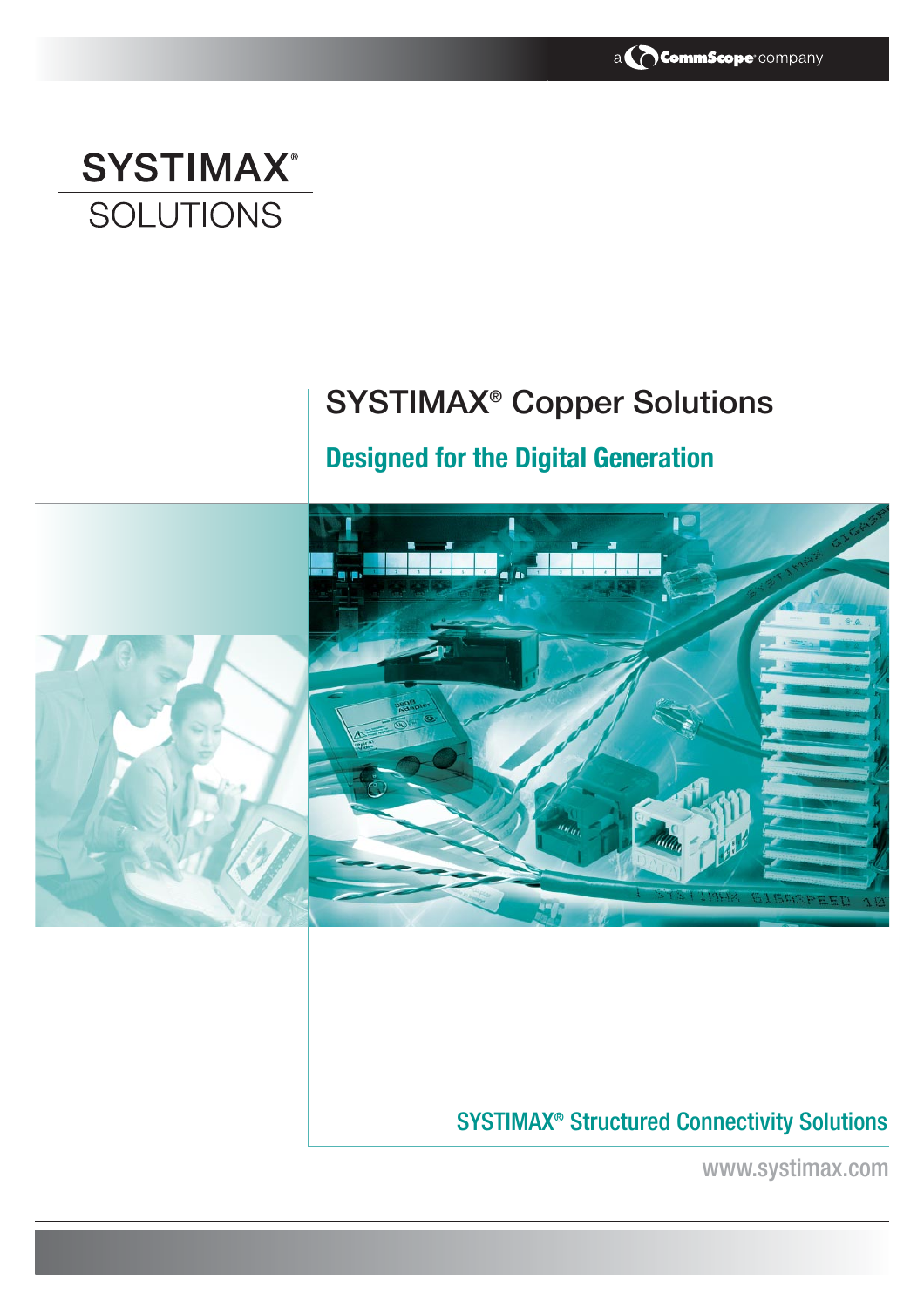a CommScope company

SYSTIMAX®
SOLUTIONS

# SYSTIMAX® Copper Solutions

## Designed for the Digital Generation

SYSTIMAX® Structured Connectivity Solutions

www.systimax.com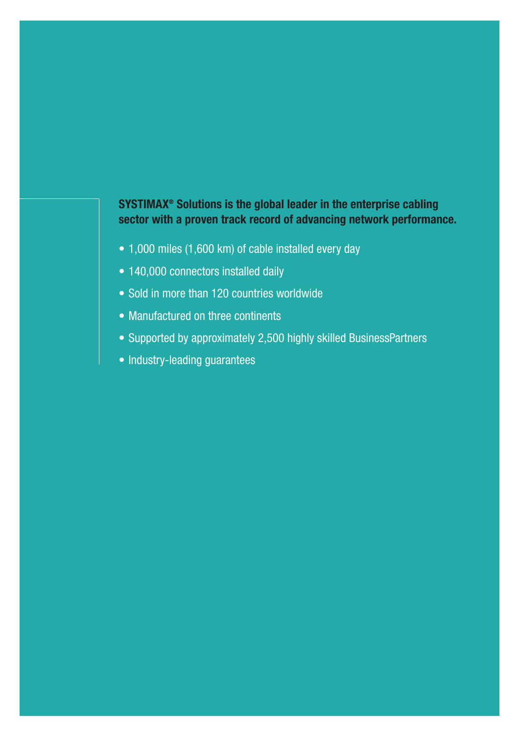**SYSTIMAX® Solutions is the global leader in the enterprise cabling sector with a proven track record of advancing network performance.**

- 1,000 miles (1,600 km) of cable installed every day
- 140,000 connectors installed daily
- Sold in more than 120 countries worldwide
- Manufactured on three continents
- Supported by approximately 2,500 highly skilled BusinessPartners
- Industry-leading guarantees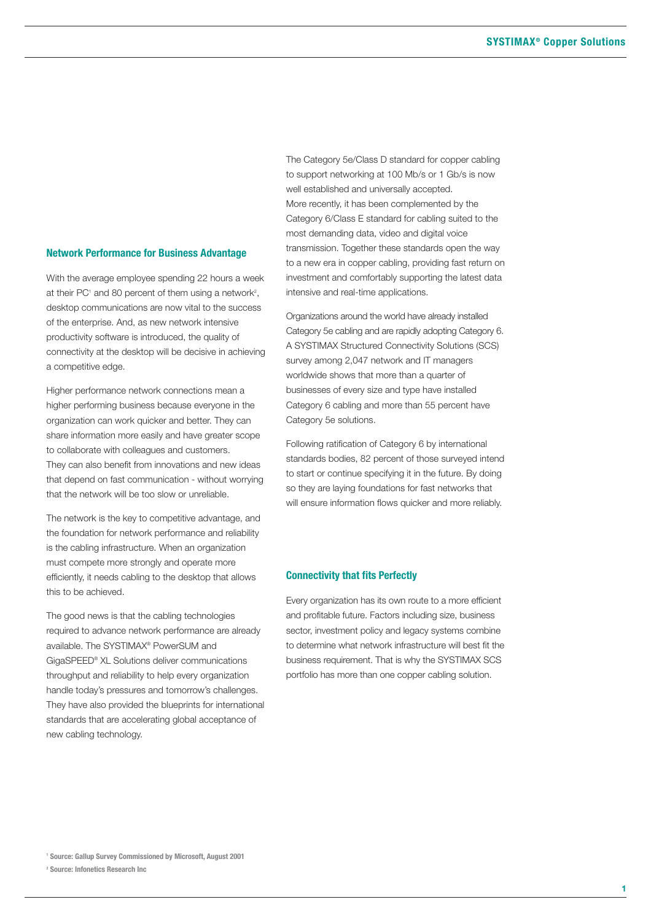## Network Performance for Business Advantage

With the average employee spending 22 hours a week at their PC[1] and 80 percent of them using a network[2], desktop communications are now vital to the success of the enterprise. And, as new network intensive productivity software is introduced, the quality of connectivity at the desktop will be decisive in achieving a competitive edge.

Higher performance network connections mean a higher performing business because everyone in the organization can work quicker and better. They can share information more easily and have greater scope to collaborate with colleagues and customers. They can also benefit from innovations and new ideas that depend on fast communication - without worrying that the network will be too slow or unreliable.

The network is the key to competitive advantage, and the foundation for network performance and reliability is the cabling infrastructure. When an organization must compete more strongly and operate more efficiently, it needs cabling to the desktop that allows this to be achieved.

The good news is that the cabling technologies required to advance network performance are already available. The SYSTIMAX® PowerSUM and GigaSPEED® XL Solutions deliver communications throughput and reliability to help every organization handle today's pressures and tomorrow's challenges. They have also provided the blueprints for international standards that are accelerating global acceptance of new cabling technology.

The Category 5e/Class D standard for copper cabling to support networking at 100 Mb/s or 1 Gb/s is now well established and universally accepted. More recently, it has been complemented by the Category 6/Class E standard for cabling suited to the most demanding data, video and digital voice transmission. Together these standards open the way to a new era in copper cabling, providing fast return on investment and comfortably supporting the latest data intensive and real-time applications.

Organizations around the world have already installed Category 5e cabling and are rapidly adopting Category 6. A SYSTIMAX Structured Connectivity Solutions (SCS) survey among 2,047 network and IT managers worldwide shows that more than a quarter of businesses of every size and type have installed Category 6 cabling and more than 55 percent have Category 5e solutions.

Following ratification of Category 6 by international standards bodies, 82 percent of those surveyed intend to start or continue specifying it in the future. By doing so they are laying foundations for fast networks that will ensure information flows quicker and more reliably.

## Connectivity that fits Perfectly

Every organization has its own route to a more efficient and profitable future. Factors including size, business sector, investment policy and legacy systems combine to determine what network infrastructure will best fit the business requirement. That is why the SYSTIMAX SCS portfolio has more than one copper cabling solution.

[1] Source: Gallup Survey Commissioned by Microsoft, August 2001

[2] Source: Infonetics Research Inc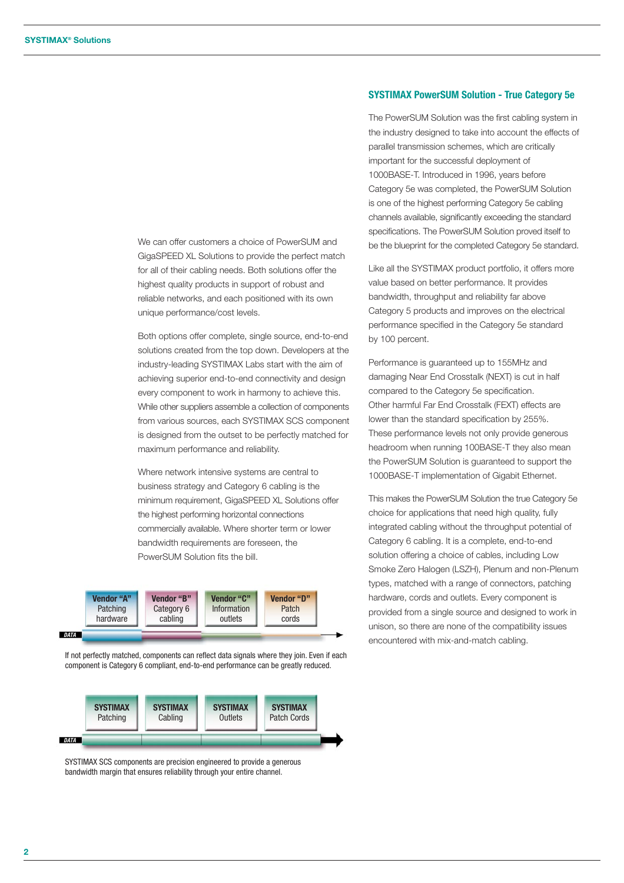We can offer customers a choice of PowerSUM and GigaSPEED XL Solutions to provide the perfect match for all of their cabling needs. Both solutions offer the highest quality products in support of robust and reliable networks, and each positioned with its own unique performance/cost levels.

Both options offer complete, single source, end-to-end solutions created from the top down. Developers at the industry-leading SYSTIMAX Labs start with the aim of achieving superior end-to-end connectivity and design every component to work in harmony to achieve this. While other suppliers assemble a collection of components from various sources, each SYSTIMAX SCS component is designed from the outset to be perfectly matched for maximum performance and reliability.

Where network intensive systems are central to business strategy and Category 6 cabling is the minimum requirement, GigaSPEED XL Solutions offer the highest performing horizontal connections commercially available. Where shorter term or lower bandwidth requirements are foreseen, the PowerSUM Solution fits the bill.

Vendor "A" Patching hardware | Vendor "B" Category 6 cabling | Vendor "C" Information outlets | Vendor "D" Patch cords

DATA

If not perfectly matched, components can reflect data signals where they join. Even if each component is Category 6 compliant, end-to-end performance can be greatly reduced.

SYSTIMAX Patching | SYSTIMAX Cabling | SYSTIMAX Outlets | SYSTIMAX Patch Cords

DATA

SYSTIMAX SCS components are precision engineered to provide a generous bandwidth margin that ensures reliability through your entire channel.

## SYSTIMAX PowerSUM Solution - True Category 5e

The PowerSUM Solution was the first cabling system in the industry designed to take into account the effects of parallel transmission schemes, which are critically important for the successful deployment of 1000BASE-T. Introduced in 1996, years before Category 5e was completed, the PowerSUM Solution is one of the highest performing Category 5e cabling channels available, significantly exceeding the standard specifications. The PowerSUM Solution proved itself to be the blueprint for the completed Category 5e standard.

Like all the SYSTIMAX product portfolio, it offers more value based on better performance. It provides bandwidth, throughput and reliability far above Category 5 products and improves on the electrical performance specified in the Category 5e standard by 100 percent.

Performance is guaranteed up to 155MHz and damaging Near End Crosstalk (NEXT) is cut in half compared to the Category 5e specification. Other harmful Far End Crosstalk (FEXT) effects are lower than the standard specification by 255%. These performance levels not only provide generous headroom when running 100BASE-T they also mean the PowerSUM Solution is guaranteed to support the 1000BASE-T implementation of Gigabit Ethernet.

This makes the PowerSUM Solution the true Category 5e choice for applications that need high quality, fully integrated cabling without the throughput potential of Category 6 cabling. It is a complete, end-to-end solution offering a choice of cables, including Low Smoke Zero Halogen (LSZH), Plenum and non-Plenum types, matched with a range of connectors, patching hardware, cords and outlets. Every component is provided from a single source and designed to work in unison, so there are none of the compatibility issues encountered with mix-and-match cabling.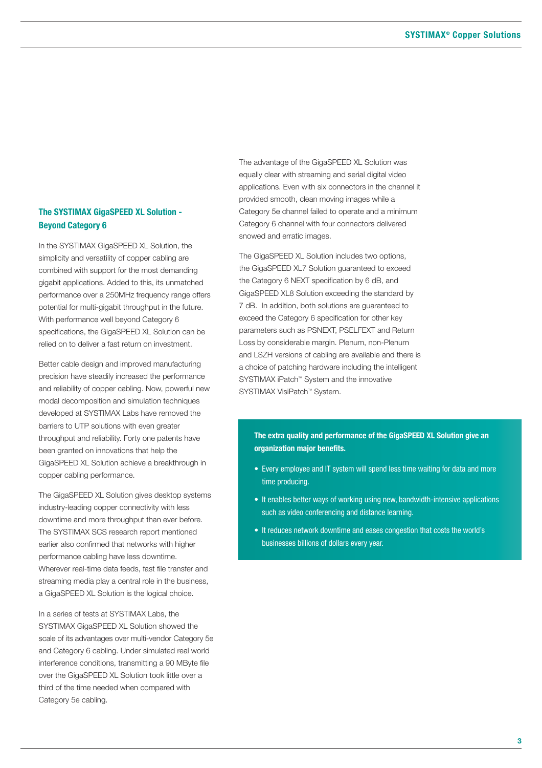## The SYSTIMAX GigaSPEED XL Solution - Beyond Category 6

In the SYSTIMAX GigaSPEED XL Solution, the simplicity and versatility of copper cabling are combined with support for the most demanding gigabit applications. Added to this, its unmatched performance over a 250MHz frequency range offers potential for multi-gigabit throughput in the future. With performance well beyond Category 6 specifications, the GigaSPEED XL Solution can be relied on to deliver a fast return on investment.

Better cable design and improved manufacturing precision have steadily increased the performance and reliability of copper cabling. Now, powerful new modal decomposition and simulation techniques developed at SYSTIMAX Labs have removed the barriers to UTP solutions with even greater throughput and reliability. Forty one patents have been granted on innovations that help the GigaSPEED XL Solution achieve a breakthrough in copper cabling performance.

The GigaSPEED XL Solution gives desktop systems industry-leading copper connectivity with less downtime and more throughput than ever before. The SYSTIMAX SCS research report mentioned earlier also confirmed that networks with higher performance cabling have less downtime. Wherever real-time data feeds, fast file transfer and streaming media play a central role in the business, a GigaSPEED XL Solution is the logical choice.

In a series of tests at SYSTIMAX Labs, the SYSTIMAX GigaSPEED XL Solution showed the scale of its advantages over multi-vendor Category 5e and Category 6 cabling. Under simulated real world interference conditions, transmitting a 90 MByte file over the GigaSPEED XL Solution took little over a third of the time needed when compared with Category 5e cabling.

The advantage of the GigaSPEED XL Solution was equally clear with streaming and serial digital video applications. Even with six connectors in the channel it provided smooth, clean moving images while a Category 5e channel failed to operate and a minimum Category 6 channel with four connectors delivered snowed and erratic images.

The GigaSPEED XL Solution includes two options, the GigaSPEED XL7 Solution guaranteed to exceed the Category 6 NEXT specification by 6 dB, and GigaSPEED XL8 Solution exceeding the standard by 7 dB. In addition, both solutions are guaranteed to exceed the Category 6 specification for other key parameters such as PSNEXT, PSELFEXT and Return Loss by considerable margin. Plenum, non-Plenum and LSZH versions of cabling are available and there is a choice of patching hardware including the intelligent SYSTIMAX iPatch™ System and the innovative SYSTIMAX VisiPatch™ System.

**The extra quality and performance of the GigaSPEED XL Solution give an organization major benefits.**

- Every employee and IT system will spend less time waiting for data and more time producing.
- It enables better ways of working using new, bandwidth-intensive applications such as video conferencing and distance learning.
- It reduces network downtime and eases congestion that costs the world's businesses billions of dollars every year.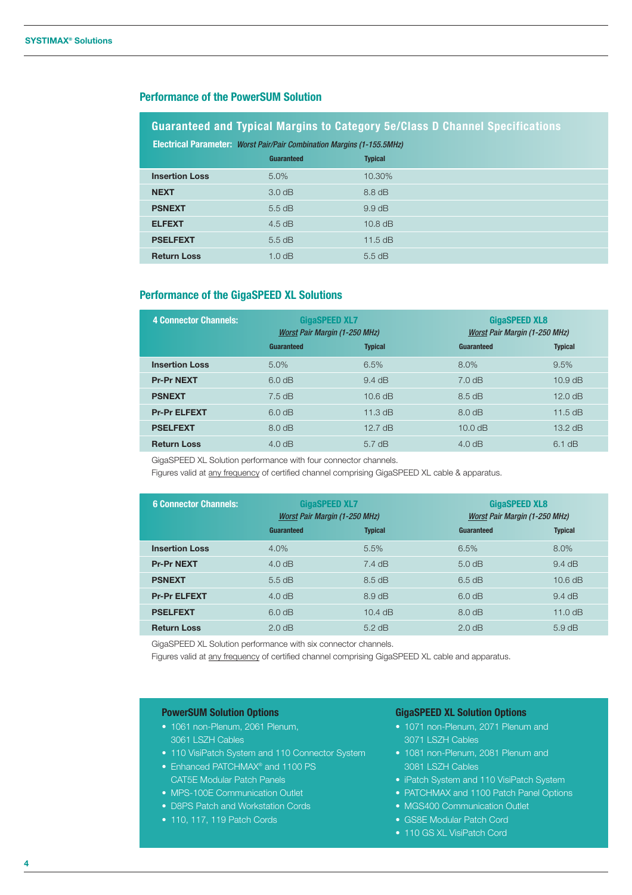## Performance of the PowerSUM Solution

| Guaranteed and Typical Margins to Category 5e/Class D Channel Specifications | | |
|---|---|---|
| **Electrical Parameter:** *Worst Pair/Pair Combination Margins (1-155.5MHz)* | | |
| | **Guaranteed** | **Typical** |
| **Insertion Loss** | 5.0% | 10.30% |
| **NEXT** | 3.0 dB | 8.8 dB |
| **PSNEXT** | 5.5 dB | 9.9 dB |
| **ELFEXT** | 4.5 dB | 10.8 dB |
| **PSELFEXT** | 5.5 dB | 11.5 dB |
| **Return Loss** | 1.0 dB | 5.5 dB |

## Performance of the GigaSPEED XL Solutions

| 4 Connector Channels: | GigaSPEED XL7 *Worst Pair Margin (1-250 MHz)* | | GigaSPEED XL8 *Worst Pair Margin (1-250 MHz)* | |
|---|---|---|---|---|
| | **Guaranteed** | **Typical** | **Guaranteed** | **Typical** |
| **Insertion Loss** | 5.0% | 6.5% | 8.0% | 9.5% |
| **Pr-Pr NEXT** | 6.0 dB | 9.4 dB | 7.0 dB | 10.9 dB |
| **PSNEXT** | 7.5 dB | 10.6 dB | 8.5 dB | 12.0 dB |
| **Pr-Pr ELFEXT** | 6.0 dB | 11.3 dB | 8.0 dB | 11.5 dB |
| **PSELFEXT** | 8.0 dB | 12.7 dB | 10.0 dB | 13.2 dB |
| **Return Loss** | 4.0 dB | 5.7 dB | 4.0 dB | 6.1 dB |

GigaSPEED XL Solution performance with four connector channels.
Figures valid at any frequency of certified channel comprising GigaSPEED XL cable & apparatus.

| 6 Connector Channels: | GigaSPEED XL7 *Worst Pair Margin (1-250 MHz)* | | GigaSPEED XL8 *Worst Pair Margin (1-250 MHz)* | |
|---|---|---|---|---|
| | **Guaranteed** | **Typical** | **Guaranteed** | **Typical** |
| **Insertion Loss** | 4.0% | 5.5% | 6.5% | 8.0% |
| **Pr-Pr NEXT** | 4.0 dB | 7.4 dB | 5.0 dB | 9.4 dB |
| **PSNEXT** | 5.5 dB | 8.5 dB | 6.5 dB | 10.6 dB |
| **Pr-Pr ELFEXT** | 4.0 dB | 8.9 dB | 6.0 dB | 9.4 dB |
| **PSELFEXT** | 6.0 dB | 10.4 dB | 8.0 dB | 11.0 dB |
| **Return Loss** | 2.0 dB | 5.2 dB | 2.0 dB | 5.9 dB |

GigaSPEED XL Solution performance with six connector channels.
Figures valid at any frequency of certified channel comprising GigaSPEED XL cable and apparatus.

### PowerSUM Solution Options

- 1061 non-Plenum, 2061 Plenum, 3061 LSZH Cables
- 110 VisiPatch System and 110 Connector System
- Enhanced PATCHMAX® and 1100 PS CAT5E Modular Patch Panels
- MPS-100E Communication Outlet
- D8PS Patch and Workstation Cords
- 110, 117, 119 Patch Cords

### GigaSPEED XL Solution Options

- 1071 non-Plenum, 2071 Plenum and 3071 LSZH Cables
- 1081 non-Plenum, 2081 Plenum and 3081 LSZH Cables
- iPatch System and 110 VisiPatch System
- PATCHMAX and 1100 Patch Panel Options
- MGS400 Communication Outlet
- GS8E Modular Patch Cord
- 110 GS XL VisiPatch Cord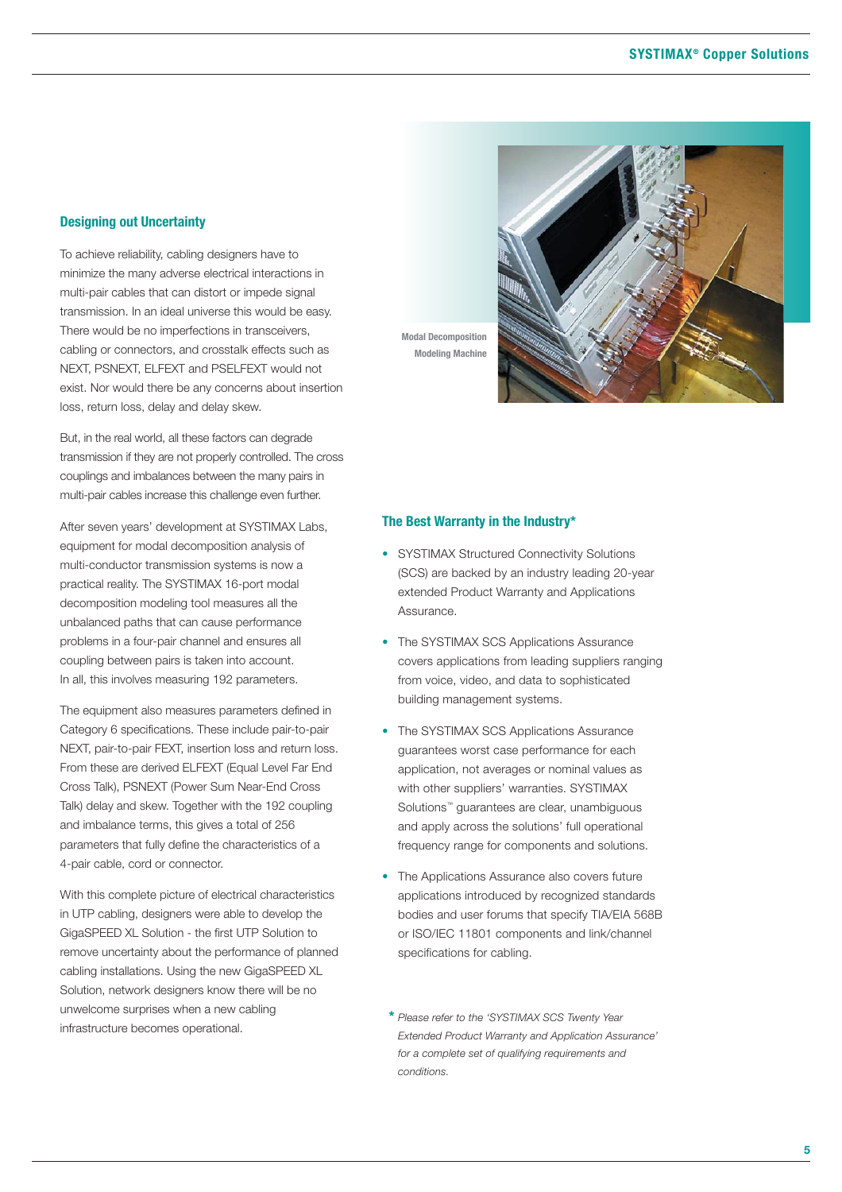## Designing out Uncertainty

To achieve reliability, cabling designers have to minimize the many adverse electrical interactions in multi-pair cables that can distort or impede signal transmission. In an ideal universe this would be easy. There would be no imperfections in transceivers, cabling or connectors, and crosstalk effects such as NEXT, PSNEXT, ELFEXT and PSELFEXT would not exist. Nor would there be any concerns about insertion loss, return loss, delay and delay skew.

But, in the real world, all these factors can degrade transmission if they are not properly controlled. The cross couplings and imbalances between the many pairs in multi-pair cables increase this challenge even further.

After seven years' development at SYSTIMAX Labs, equipment for modal decomposition analysis of multi-conductor transmission systems is now a practical reality. The SYSTIMAX 16-port modal decomposition modeling tool measures all the unbalanced paths that can cause performance problems in a four-pair channel and ensures all coupling between pairs is taken into account. In all, this involves measuring 192 parameters.

The equipment also measures parameters defined in Category 6 specifications. These include pair-to-pair NEXT, pair-to-pair FEXT, insertion loss and return loss. From these are derived ELFEXT (Equal Level Far End Cross Talk), PSNEXT (Power Sum Near-End Cross Talk) delay and skew. Together with the 192 coupling and imbalance terms, this gives a total of 256 parameters that fully define the characteristics of a 4-pair cable, cord or connector.

With this complete picture of electrical characteristics in UTP cabling, designers were able to develop the GigaSPEED XL Solution - the first UTP Solution to remove uncertainty about the performance of planned cabling installations. Using the new GigaSPEED XL Solution, network designers know there will be no unwelcome surprises when a new cabling infrastructure becomes operational.

Modal Decomposition Modeling Machine

## The Best Warranty in the Industry*

- SYSTIMAX Structured Connectivity Solutions (SCS) are backed by an industry leading 20-year extended Product Warranty and Applications Assurance.
- The SYSTIMAX SCS Applications Assurance covers applications from leading suppliers ranging from voice, video, and data to sophisticated building management systems.
- The SYSTIMAX SCS Applications Assurance guarantees worst case performance for each application, not averages or nominal values as with other suppliers' warranties. SYSTIMAX Solutions™ guarantees are clear, unambiguous and apply across the solutions' full operational frequency range for components and solutions.
- The Applications Assurance also covers future applications introduced by recognized standards bodies and user forums that specify TIA/EIA 568B or ISO/IEC 11801 components and link/channel specifications for cabling.

\* *Please refer to the 'SYSTIMAX SCS Twenty Year Extended Product Warranty and Application Assurance' for a complete set of qualifying requirements and conditions.*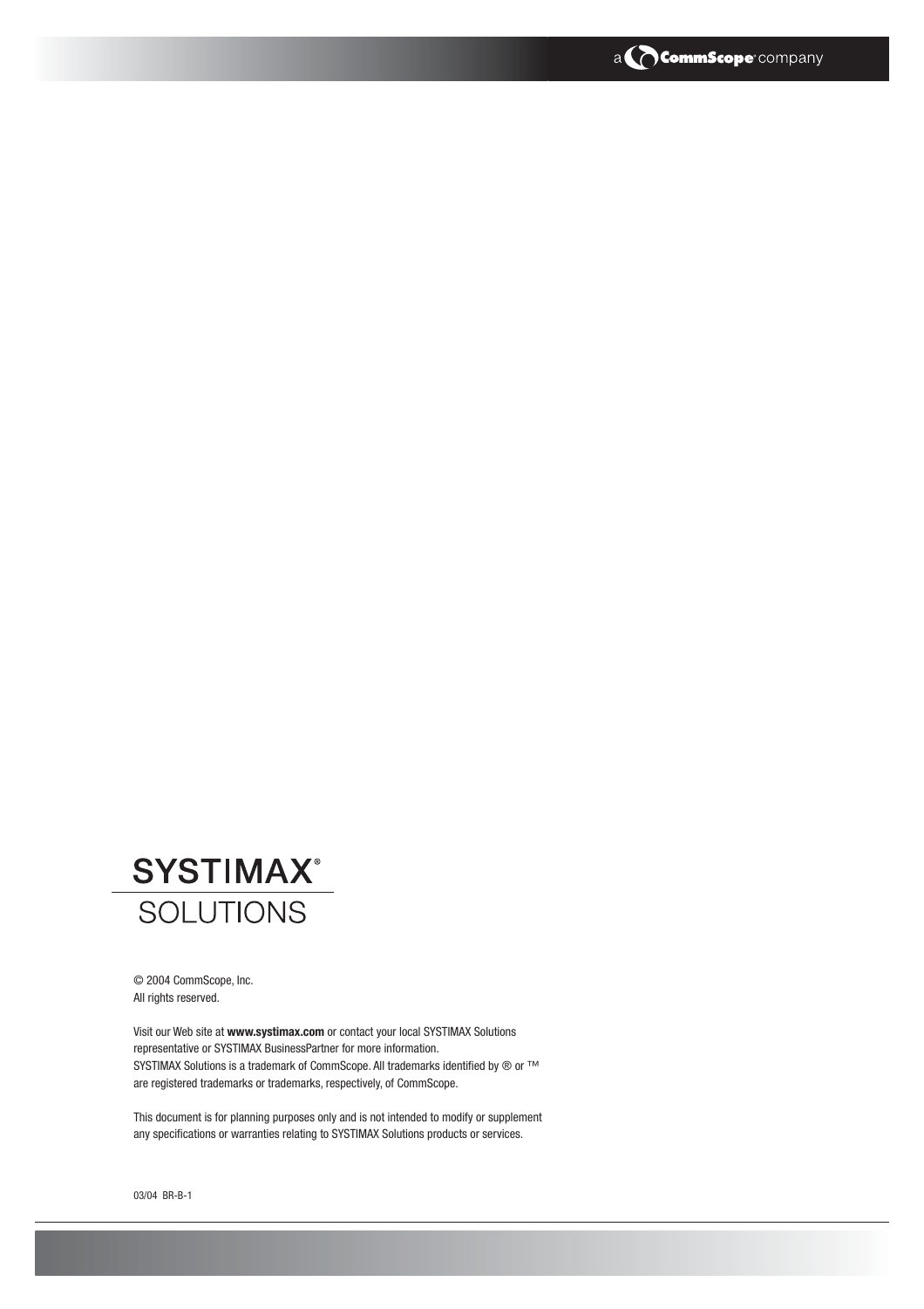a CommScope company

SYSTIMAX®
SOLUTIONS

© 2004 CommScope, Inc.
All rights reserved.

Visit our Web site at **www.systimax.com** or contact your local SYSTIMAX Solutions representative or SYSTIMAX BusinessPartner for more information.
SYSTIMAX Solutions is a trademark of CommScope. All trademarks identified by ® or ™ are registered trademarks or trademarks, respectively, of CommScope.

This document is for planning purposes only and is not intended to modify or supplement any specifications or warranties relating to SYSTIMAX Solutions products or services.

03/04 BR-B-1